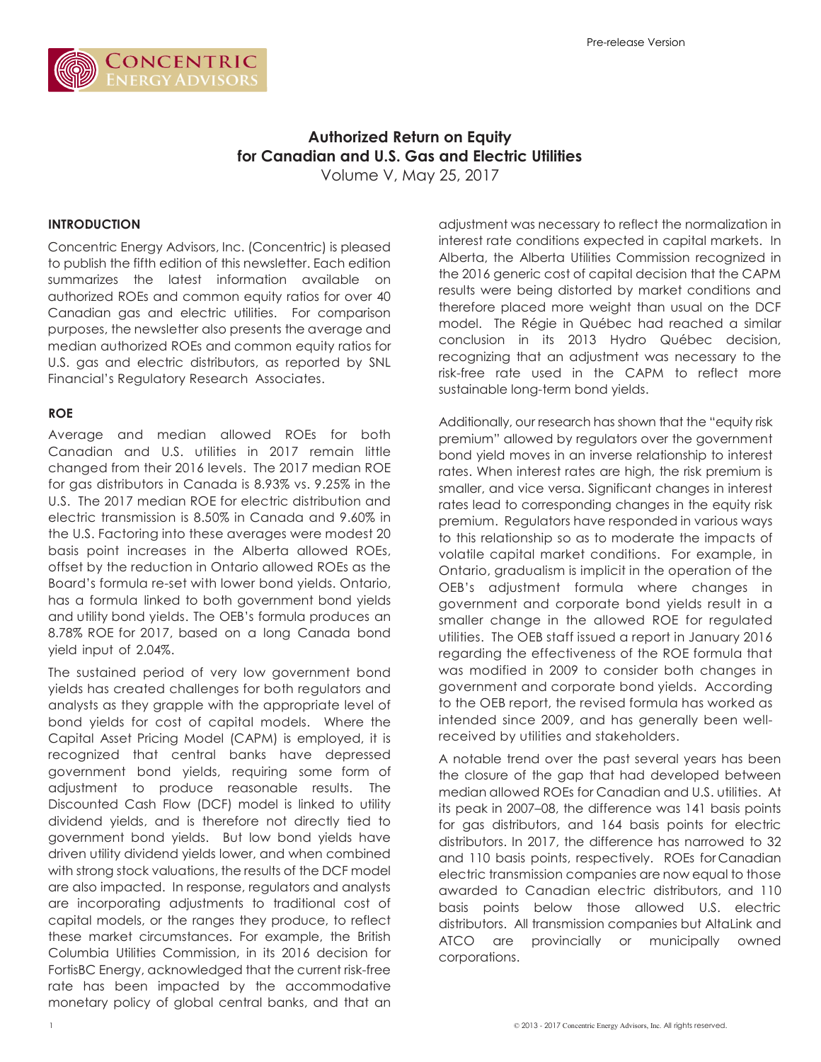Pre-release Version

# Authorized Return on Equity for Canadian and U.S. Gas and Electric Utilities

Volume V, May 25, 2017

## INTRODUCTION

Concentric Energy Advisors, Inc. (Concentric) is pleased to publish the fifth edition of this newsletter. Each edition summarizes the latest information available on authorized ROEs and common equity ratios for over 40 Canadian gas and electric utilities. For comparison purposes, the newsletter also presents the average and median authorized ROEs and common equity ratios for U.S. gas and electric distributors, as reported by SNL Financial's Regulatory Research Associates.

## ROE

Average and median allowed ROEs for both Canadian and U.S. utilities in 2017 remain little changed from their 2016 levels. The 2017 median ROE for gas distributors in Canada is 8.93% vs. 9.25% in the U.S. The 2017 median ROE for electric distribution and electric transmission is 8.50% in Canada and 9.60% in the U.S. Factoring into these averages were modest 20 basis point increases in the Alberta allowed ROEs, offset by the reduction in Ontario allowed ROEs as the Board's formula re-set with lower bond yields. Ontario, has a formula linked to both government bond yields and utility bond yields. The OEB's formula produces an 8.78% ROE for 2017, based on a long Canada bond yield input of 2.04%.

The sustained period of very low government bond yields has created challenges for both regulators and analysts as they grapple with the appropriate level of bond yields for cost of capital models. Where the Capital Asset Pricing Model (CAPM) is employed, it is recognized that central banks have depressed government bond yields, requiring some form of adjustment to produce reasonable results. The Discounted Cash Flow (DCF) model is linked to utility dividend yields, and is therefore not directly tied to government bond yields. But low bond yields have driven utility dividend yields lower, and when combined with strong stock valuations, the results of the DCF model are also impacted. In response, regulators and analysts are incorporating adjustments to traditional cost of capital models, or the ranges they produce, to reflect these market circumstances. For example, the British Columbia Utilities Commission, in its 2016 decision for FortisBC Energy, acknowledged that the current risk-free rate has been impacted by the accommodative monetary policy of global central banks, and that an adjustment was necessary to reflect the normalization in interest rate conditions expected in capital markets. In Alberta, the Alberta Utilities Commission recognized in the 2016 generic cost of capital decision that the CAPM results were being distorted by market conditions and therefore placed more weight than usual on the DCF model. The Régie in Québec had reached a similar conclusion in its 2013 Hydro Québec decision, recognizing that an adjustment was necessary to the risk-free rate used in the CAPM to reflect more sustainable long-term bond yields.

Additionally, our research has shown that the "equity risk premium" allowed by regulators over the government bond yield moves in an inverse relationship to interest rates. When interest rates are high, the risk premium is smaller, and vice versa. Significant changes in interest rates lead to corresponding changes in the equity risk premium. Regulators have responded in various ways to this relationship so as to moderate the impacts of volatile capital market conditions. For example, in Ontario, gradualism is implicit in the operation of the OEB's adjustment formula where changes in government and corporate bond yields result in a smaller change in the allowed ROE for regulated utilities. The OEB staff issued a report in January 2016 regarding the effectiveness of the ROE formula that was modified in 2009 to consider both changes in government and corporate bond yields. According to the OEB report, the revised formula has worked as intended since 2009, and has generally been well-received by utilities and stakeholders.

A notable trend over the past several years has been the closure of the gap that had developed between median allowed ROEs for Canadian and U.S. utilities. At its peak in 2007–08, the difference was 141 basis points for gas distributors, and 164 basis points for electric distributors. In 2017, the difference has narrowed to 32 and 110 basis points, respectively. ROEs for Canadian electric transmission companies are now equal to those awarded to Canadian electric distributors, and 110 basis points below those allowed U.S. electric distributors. All transmission companies but AltaLink and ATCO are provincially or municipally owned corporations.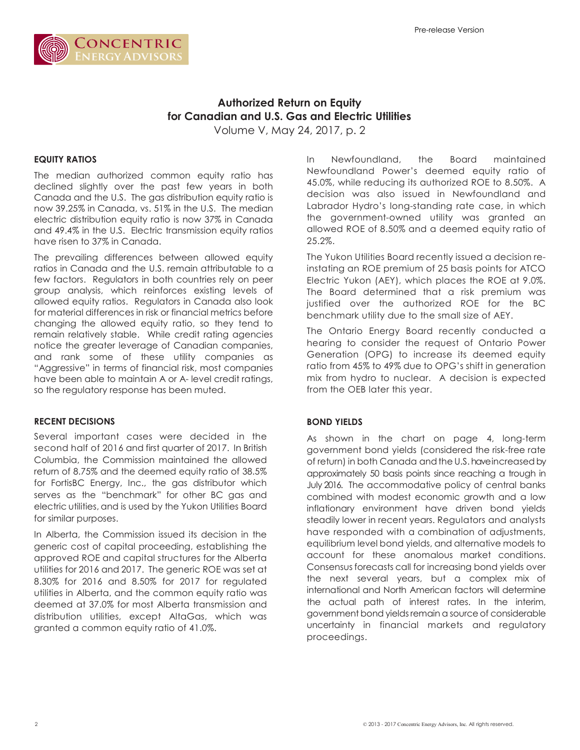# Authorized Return on Equity
# for Canadian and U.S. Gas and Electric Utilities

Volume V, May 24, 2017, p. 2

## EQUITY RATIOS

The median authorized common equity ratio has declined slightly over the past few years in both Canada and the U.S. The gas distribution equity ratio is now 39.25% in Canada, vs. 51% in the U.S. The median electric distribution equity ratio is now 37% in Canada and 49.4% in the U.S. Electric transmission equity ratios have risen to 37% in Canada.

The prevailing differences between allowed equity ratios in Canada and the U.S. remain attributable to a few factors. Regulators in both countries rely on peer group analysis, which reinforces existing levels of allowed equity ratios. Regulators in Canada also look for material differences in risk or financial metrics before changing the allowed equity ratio, so they tend to remain relatively stable. While credit rating agencies notice the greater leverage of Canadian companies, and rank some of these utility companies as "Aggressive" in terms of financial risk, most companies have been able to maintain A or A- level credit ratings, so the regulatory response has been muted.

## RECENT DECISIONS

Several important cases were decided in the second half of 2016 and first quarter of 2017. In British Columbia, the Commission maintained the allowed return of 8.75% and the deemed equity ratio of 38.5% for FortisBC Energy, Inc., the gas distributor which serves as the "benchmark" for other BC gas and electric utilities, and is used by the Yukon Utilities Board for similar purposes.

In Alberta, the Commission issued its decision in the generic cost of capital proceeding, establishing the approved ROE and capital structures for the Alberta utilities for 2016 and 2017. The generic ROE was set at 8.30% for 2016 and 8.50% for 2017 for regulated utilities in Alberta, and the common equity ratio was deemed at 37.0% for most Alberta transmission and distribution utilities, except AltaGas, which was granted a common equity ratio of 41.0%.

In Newfoundland, the Board maintained Newfoundland Power's deemed equity ratio of 45.0%, while reducing its authorized ROE to 8.50%. A decision was also issued in Newfoundland and Labrador Hydro's long-standing rate case, in which the government-owned utility was granted an allowed ROE of 8.50% and a deemed equity ratio of 25.2%.

The Yukon Utilities Board recently issued a decision re-instating an ROE premium of 25 basis points for ATCO Electric Yukon (AEY), which places the ROE at 9.0%. The Board determined that a risk premium was justified over the authorized ROE for the BC benchmark utility due to the small size of AEY.

The Ontario Energy Board recently conducted a hearing to consider the request of Ontario Power Generation (OPG) to increase its deemed equity ratio from 45% to 49% due to OPG's shift in generation mix from hydro to nuclear. A decision is expected from the OEB later this year.

## BOND YIELDS

As shown in the chart on page 4, long-term government bond yields (considered the risk-free rate of return) in both Canada and the U.S. have increased by approximately 50 basis points since reaching a trough in July 2016. The accommodative policy of central banks combined with modest economic growth and a low inflationary environment have driven bond yields steadily lower in recent years. Regulators and analysts have responded with a combination of adjustments, equilibrium level bond yields, and alternative models to account for these anomalous market conditions. Consensus forecasts call for increasing bond yields over the next several years, but a complex mix of international and North American factors will determine the actual path of interest rates. In the interim, government bond yields remain a source of considerable uncertainty in financial markets and regulatory proceedings.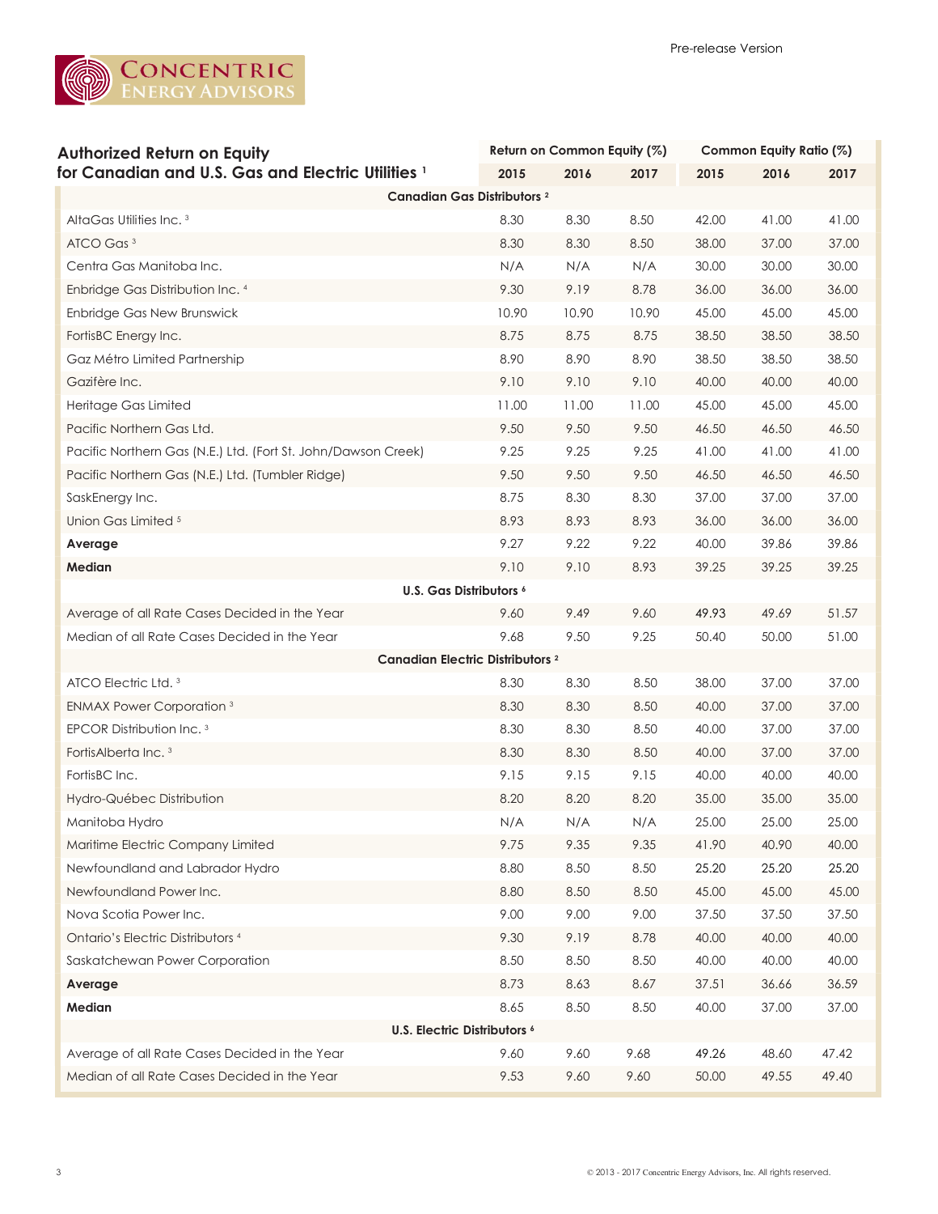| Authorized Return on Equity for Canadian and U.S. Gas and Electric Utilities [1] | Return on Common Equity (%) | | | Common Equity Ratio (%) | | |
|---|---|---|---|---|---|---|
| | 2015 | 2016 | 2017 | 2015 | 2016 | 2017 |
| **Canadian Gas Distributors [2]** | | | | | | |
| AltaGas Utilities Inc. [3] | 8.30 | 8.30 | 8.50 | 42.00 | 41.00 | 41.00 |
| ATCO Gas [3] | 8.30 | 8.30 | 8.50 | 38.00 | 37.00 | 37.00 |
| Centra Gas Manitoba Inc. | N/A | N/A | N/A | 30.00 | 30.00 | 30.00 |
| Enbridge Gas Distribution Inc. [4] | 9.30 | 9.19 | 8.78 | 36.00 | 36.00 | 36.00 |
| Enbridge Gas New Brunswick | 10.90 | 10.90 | 10.90 | 45.00 | 45.00 | 45.00 |
| FortisBC Energy Inc. | 8.75 | 8.75 | 8.75 | 38.50 | 38.50 | 38.50 |
| Gaz Métro Limited Partnership | 8.90 | 8.90 | 8.90 | 38.50 | 38.50 | 38.50 |
| Gazifère Inc. | 9.10 | 9.10 | 9.10 | 40.00 | 40.00 | 40.00 |
| Heritage Gas Limited | 11.00 | 11.00 | 11.00 | 45.00 | 45.00 | 45.00 |
| Pacific Northern Gas Ltd. | 9.50 | 9.50 | 9.50 | 46.50 | 46.50 | 46.50 |
| Pacific Northern Gas (N.E.) Ltd. (Fort St. John/Dawson Creek) | 9.25 | 9.25 | 9.25 | 41.00 | 41.00 | 41.00 |
| Pacific Northern Gas (N.E.) Ltd. (Tumbler Ridge) | 9.50 | 9.50 | 9.50 | 46.50 | 46.50 | 46.50 |
| SaskEnergy Inc. | 8.75 | 8.30 | 8.30 | 37.00 | 37.00 | 37.00 |
| Union Gas Limited [5] | 8.93 | 8.93 | 8.93 | 36.00 | 36.00 | 36.00 |
| **Average** | 9.27 | 9.22 | 9.22 | 40.00 | 39.86 | 39.86 |
| **Median** | 9.10 | 9.10 | 8.93 | 39.25 | 39.25 | 39.25 |
| **U.S. Gas Distributors [6]** | | | | | | |
| Average of all Rate Cases Decided in the Year | 9.60 | 9.49 | 9.60 | 49.93 | 49.69 | 51.57 |
| Median of all Rate Cases Decided in the Year | 9.68 | 9.50 | 9.25 | 50.40 | 50.00 | 51.00 |
| **Canadian Electric Distributors [2]** | | | | | | |
| ATCO Electric Ltd. [3] | 8.30 | 8.30 | 8.50 | 38.00 | 37.00 | 37.00 |
| ENMAX Power Corporation [3] | 8.30 | 8.30 | 8.50 | 40.00 | 37.00 | 37.00 |
| EPCOR Distribution Inc. [3] | 8.30 | 8.30 | 8.50 | 40.00 | 37.00 | 37.00 |
| FortisAlberta Inc. [3] | 8.30 | 8.30 | 8.50 | 40.00 | 37.00 | 37.00 |
| FortisBC Inc. | 9.15 | 9.15 | 9.15 | 40.00 | 40.00 | 40.00 |
| Hydro-Québec Distribution | 8.20 | 8.20 | 8.20 | 35.00 | 35.00 | 35.00 |
| Manitoba Hydro | N/A | N/A | N/A | 25.00 | 25.00 | 25.00 |
| Maritime Electric Company Limited | 9.75 | 9.35 | 9.35 | 41.90 | 40.90 | 40.00 |
| Newfoundland and Labrador Hydro | 8.80 | 8.50 | 8.50 | 25.20 | 25.20 | 25.20 |
| Newfoundland Power Inc. | 8.80 | 8.50 | 8.50 | 45.00 | 45.00 | 45.00 |
| Nova Scotia Power Inc. | 9.00 | 9.00 | 9.00 | 37.50 | 37.50 | 37.50 |
| Ontario's Electric Distributors [4] | 9.30 | 9.19 | 8.78 | 40.00 | 40.00 | 40.00 |
| Saskatchewan Power Corporation | 8.50 | 8.50 | 8.50 | 40.00 | 40.00 | 40.00 |
| **Average** | 8.73 | 8.63 | 8.67 | 37.51 | 36.66 | 36.59 |
| **Median** | 8.65 | 8.50 | 8.50 | 40.00 | 37.00 | 37.00 |
| **U.S. Electric Distributors [6]** | | | | | | |
| Average of all Rate Cases Decided in the Year | 9.60 | 9.60 | 9.68 | 49.26 | 48.60 | 47.42 |
| Median of all Rate Cases Decided in the Year | 9.53 | 9.60 | 9.60 | 50.00 | 49.55 | 49.40 |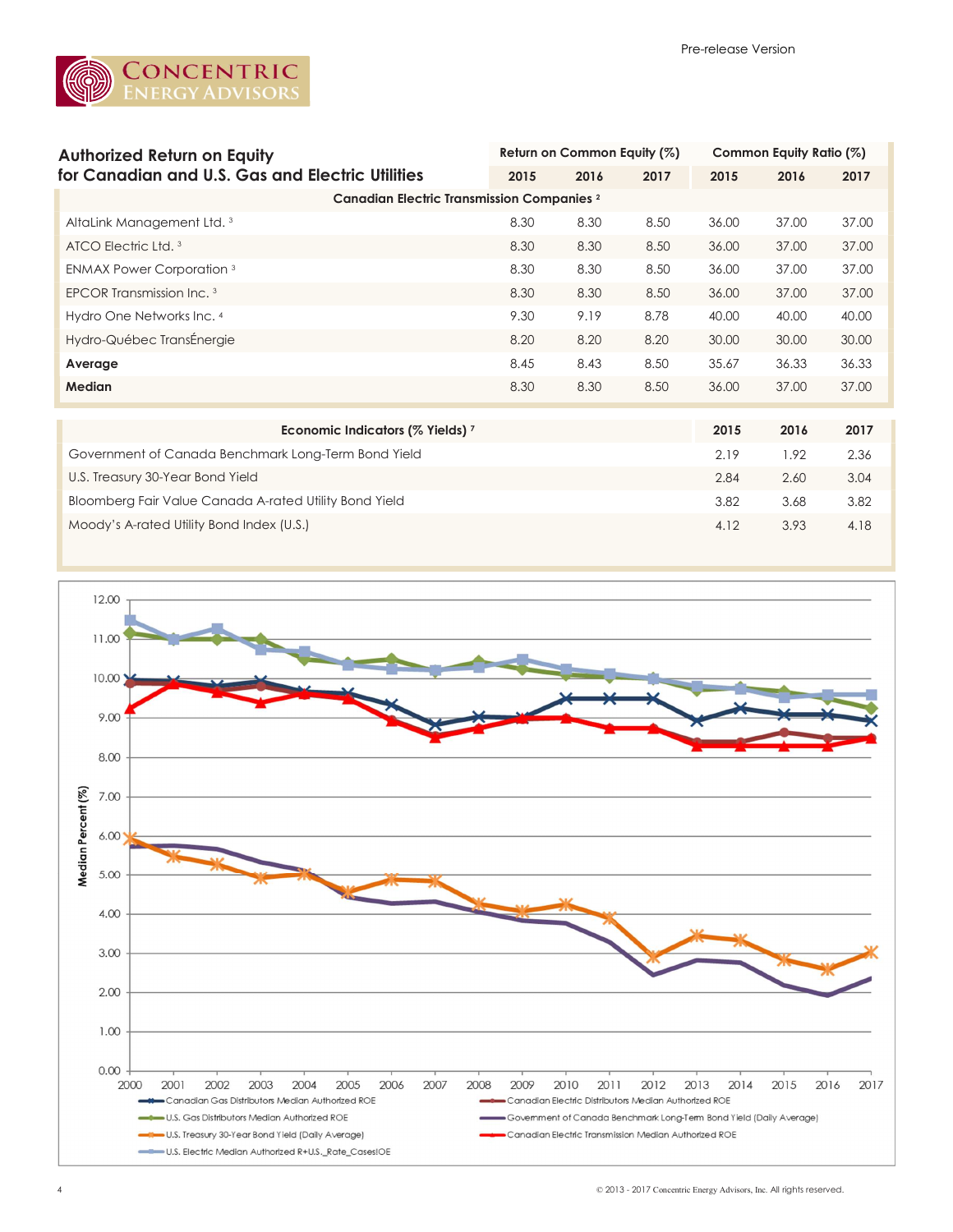Pre-release Version

# Authorized Return on Equity for Canadian and U.S. Gas and Electric Utilities

| | Return on Common Equity (%) | | | Common Equity Ratio (%) | | |
|---|---|---|---|---|---|---|
| | 2015 | 2016 | 2017 | 2015 | 2016 | 2017 |
| **Canadian Electric Transmission Companies [2]** | | | | | | |
| AltaLink Management Ltd. [3] | 8.30 | 8.30 | 8.50 | 36.00 | 37.00 | 37.00 |
| ATCO Electric Ltd. [3] | 8.30 | 8.30 | 8.50 | 36.00 | 37.00 | 37.00 |
| ENMAX Power Corporation [3] | 8.30 | 8.30 | 8.50 | 36.00 | 37.00 | 37.00 |
| EPCOR Transmission Inc. [3] | 8.30 | 8.30 | 8.50 | 36.00 | 37.00 | 37.00 |
| Hydro One Networks Inc. [4] | 9.30 | 9.19 | 8.78 | 40.00 | 40.00 | 40.00 |
| Hydro-Québec TransÉnergie | 8.20 | 8.20 | 8.20 | 30.00 | 30.00 | 30.00 |
| **Average** | 8.45 | 8.43 | 8.50 | 35.67 | 36.33 | 36.33 |
| **Median** | 8.30 | 8.30 | 8.50 | 36.00 | 37.00 | 37.00 |

| Economic Indicators (% Yields) [7] | 2015 | 2016 | 2017 |
|---|---|---|---|
| Government of Canada Benchmark Long-Term Bond Yield | 2.19 | 1.92 | 2.36 |
| U.S. Treasury 30-Year Bond Yield | 2.84 | 2.60 | 3.04 |
| Bloomberg Fair Value Canada A-rated Utility Bond Yield | 3.82 | 3.68 | 3.82 |
| Moody's A-rated Utility Bond Index (U.S.) | 4.12 | 3.93 | 4.18 |

Median Percent (%)

12.00
11.00
10.00
9.00
8.00
7.00
6.00
5.00
4.00
3.00
2.00
1.00
0.00

2000 2001 2002 2003 2004 2005 2006 2007 2008 2009 2010 2011 2012 2013 2014 2015 2016 2017

Canadian Gas Distributors Median Authorized ROE
Canadian Electric Distributors Median Authorized ROE
U.S. Gas Distributors Median Authorized ROE
Government of Canada Benchmark Long-Term Bond Yield (Daily Average)
U.S. Treasury 30-Year Bond Yield (Daily Average)
Canadian Electric Transmission Median Authorized ROE
U.S. Electric Median Authorized R+U.S._Rate_CasesIOE

© 2013 - 2017 Concentric Energy Advisors, Inc. All rights reserved.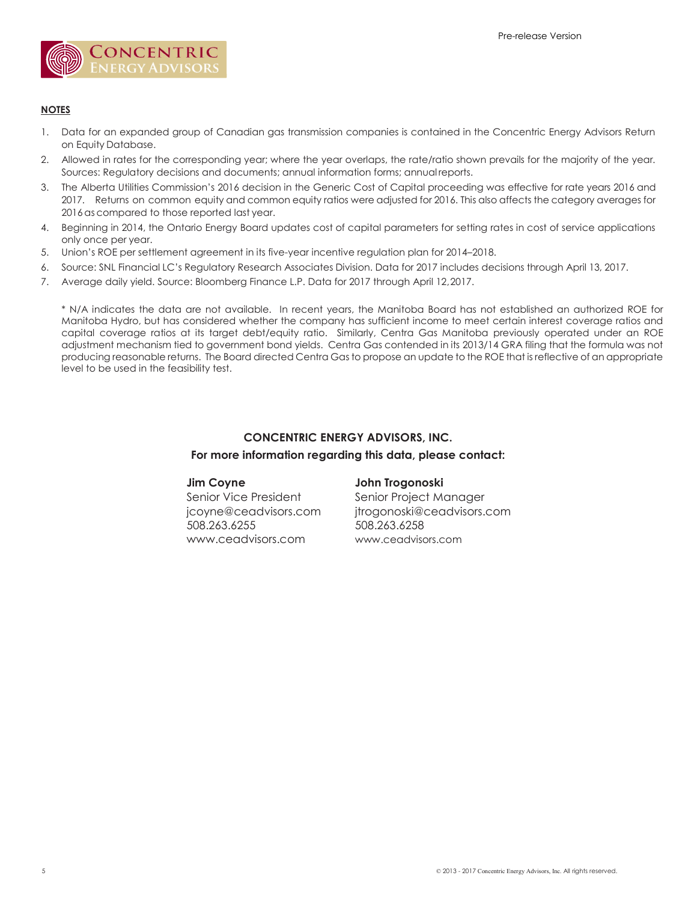**NOTES**

1. Data for an expanded group of Canadian gas transmission companies is contained in the Concentric Energy Advisors Return on Equity Database.
2. Allowed in rates for the corresponding year; where the year overlaps, the rate/ratio shown prevails for the majority of the year. Sources: Regulatory decisions and documents; annual information forms; annual reports.
3. The Alberta Utilities Commission's 2016 decision in the Generic Cost of Capital proceeding was effective for rate years 2016 and 2017. Returns on common equity and common equity ratios were adjusted for 2016. This also affects the category averages for 2016 as compared to those reported last year.
4. Beginning in 2014, the Ontario Energy Board updates cost of capital parameters for setting rates in cost of service applications only once per year.
5. Union's ROE per settlement agreement in its five-year incentive regulation plan for 2014–2018.
6. Source: SNL Financial LC's Regulatory Research Associates Division. Data for 2017 includes decisions through April 13, 2017.
7. Average daily yield. Source: Bloomberg Finance L.P. Data for 2017 through April 12, 2017.

\* N/A indicates the data are not available. In recent years, the Manitoba Board has not established an authorized ROE for Manitoba Hydro, but has considered whether the company has sufficient income to meet certain interest coverage ratios and capital coverage ratios at its target debt/equity ratio. Similarly, Centra Gas Manitoba previously operated under an ROE adjustment mechanism tied to government bond yields. Centra Gas contended in its 2013/14 GRA filing that the formula was not producing reasonable returns. The Board directed Centra Gas to propose an update to the ROE that is reflective of an appropriate level to be used in the feasibility test.

**CONCENTRIC ENERGY ADVISORS, INC.**

**For more information regarding this data, please contact:**

**Jim Coyne**
Senior Vice President
jcoyne@ceadvisors.com
508.263.6255
www.ceadvisors.com

**John Trogonoski**
Senior Project Manager
jtrogonoski@ceadvisors.com
508.263.6258
www.ceadvisors.com